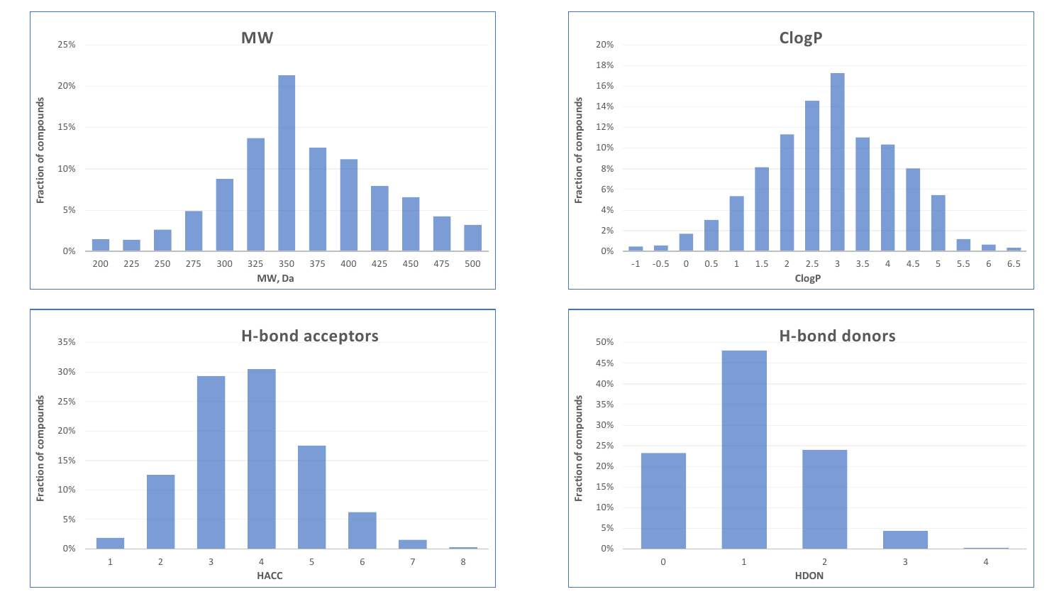## MW

Fraction of compounds

MW, Da: 200, 225, 250, 275, 300, 325, 350, 375, 400, 425, 450, 475, 500

## ClogP

Fraction of compounds

ClogP: -1, -0.5, 0, 0.5, 1, 1.5, 2, 2.5, 3, 3.5, 4, 4.5, 5, 5.5, 6, 6.5

## H-bond acceptors

Fraction of compounds

HACC: 1, 2, 3, 4, 5, 6, 7, 8

## H-bond donors

Fraction of compounds

HDON: 0, 1, 2, 3, 4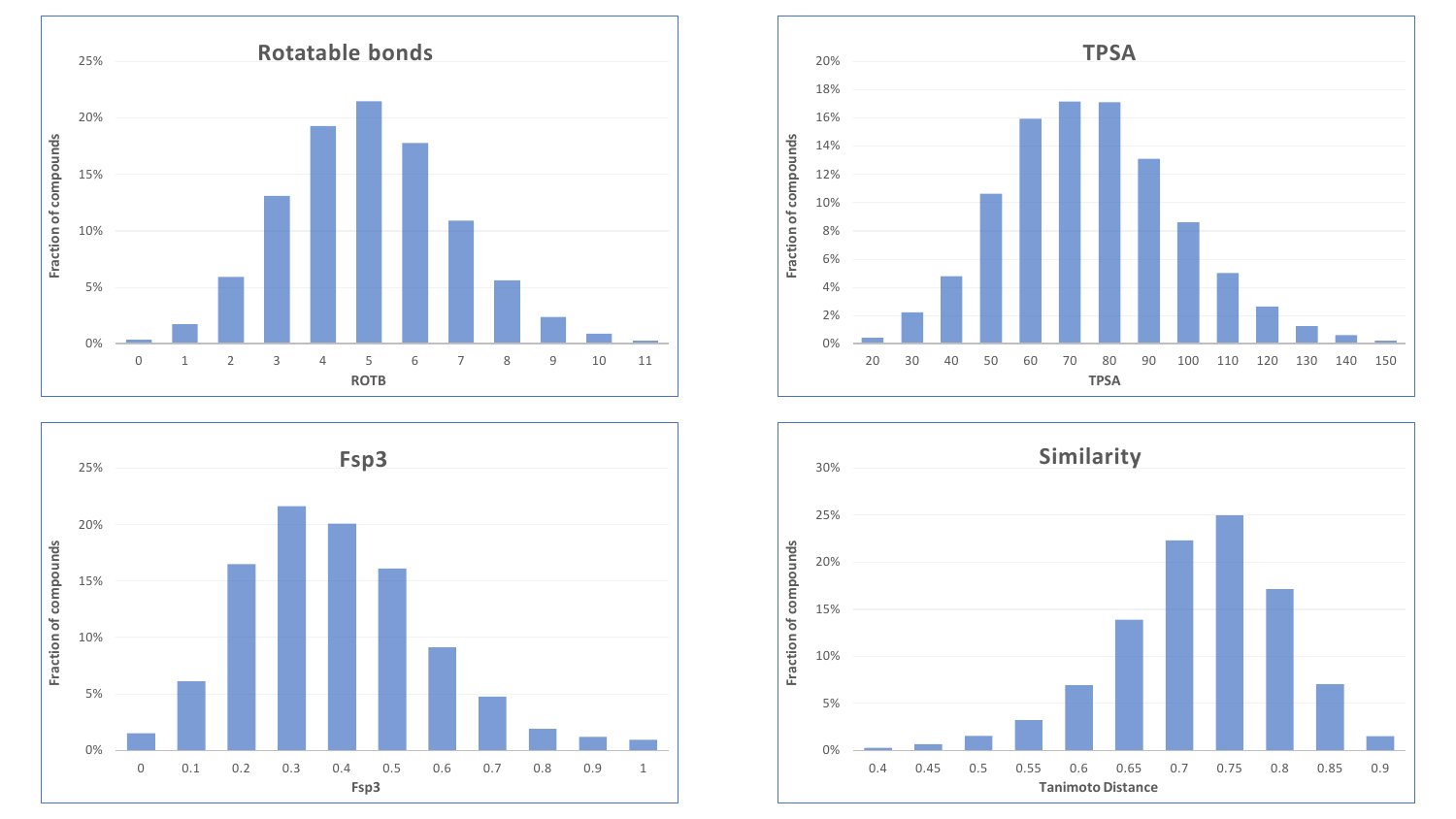Rotatable bonds

25%
20%
15%
10%
5%
0%

Fraction of compounds

0 1 2 3 4 5 6 7 8 9 10 11

ROTB

TPSA

20%
18%
16%
14%
12%
10%
8%
6%
4%
2%
0%

Fraction of compounds

20 30 40 50 60 70 80 90 100 110 120 130 140 150

TPSA

Fsp3

25%
20%
15%
10%
5%
0%

Fraction of compounds

0 0.1 0.2 0.3 0.4 0.5 0.6 0.7 0.8 0.9 1

Fsp3

Similarity

30%
25%
20%
15%
10%
5%
0%

Fraction of compounds

0.4 0.45 0.5 0.55 0.6 0.65 0.7 0.75 0.8 0.85 0.9

Tanimoto Distance